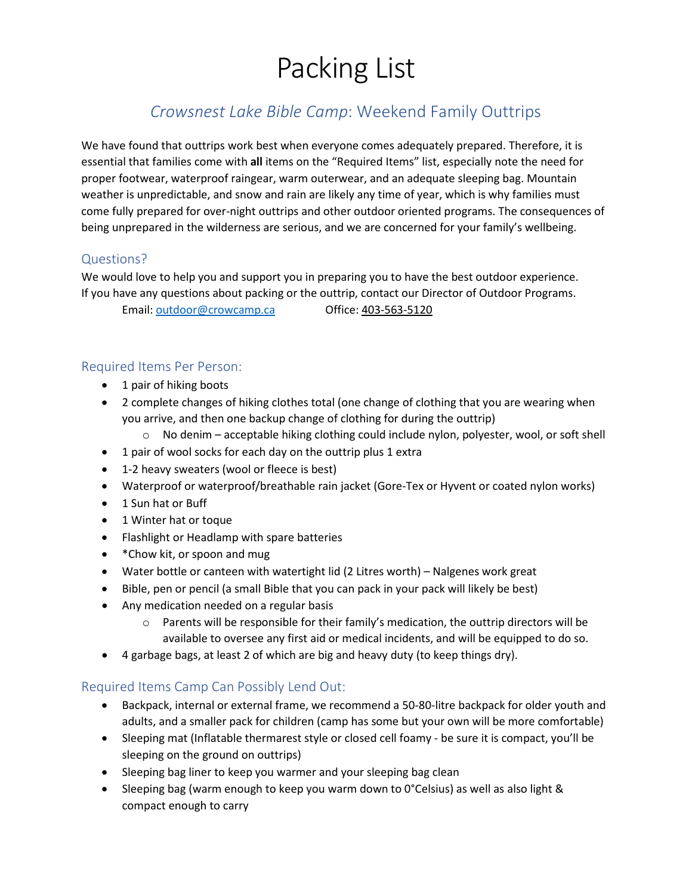# Packing List

## *Crowsnest Lake Bible Camp*: Weekend Family Outtrips

We have found that outtrips work best when everyone comes adequately prepared. Therefore, it is essential that families come with **all** items on the "Required Items" list, especially note the need for proper footwear, waterproof raingear, warm outerwear, and an adequate sleeping bag. Mountain weather is unpredictable, and snow and rain are likely any time of year, which is why families must come fully prepared for over-night outtrips and other outdoor oriented programs. The consequences of being unprepared in the wilderness are serious, and we are concerned for your family's wellbeing.

### Questions?

We would love to help you and support you in preparing you to have the best outdoor experience. If you have any questions about packing or the outtrip, contact our Director of Outdoor Programs.

Email: outdoor@crowcamp.ca Office: 403-563-5120

### Required Items Per Person:

- 1 pair of hiking boots
- 2 complete changes of hiking clothes total (one change of clothing that you are wearing when you arrive, and then one backup change of clothing for during the outtrip)
  - No denim – acceptable hiking clothing could include nylon, polyester, wool, or soft shell
- 1 pair of wool socks for each day on the outtrip plus 1 extra
- 1-2 heavy sweaters (wool or fleece is best)
- Waterproof or waterproof/breathable rain jacket (Gore-Tex or Hyvent or coated nylon works)
- 1 Sun hat or Buff
- 1 Winter hat or toque
- Flashlight or Headlamp with spare batteries
- *Chow kit, or spoon and mug
- Water bottle or canteen with watertight lid (2 Litres worth) – Nalgenes work great
- Bible, pen or pencil (a small Bible that you can pack in your pack will likely be best)
- Any medication needed on a regular basis
  - Parents will be responsible for their family's medication, the outtrip directors will be available to oversee any first aid or medical incidents, and will be equipped to do so.
- 4 garbage bags, at least 2 of which are big and heavy duty (to keep things dry).

### Required Items Camp Can Possibly Lend Out:

- Backpack, internal or external frame, we recommend a 50-80-litre backpack for older youth and adults, and a smaller pack for children (camp has some but your own will be more comfortable)
- Sleeping mat (Inflatable thermarest style or closed cell foamy - be sure it is compact, you'll be sleeping on the ground on outtrips)
- Sleeping bag liner to keep you warmer and your sleeping bag clean
- Sleeping bag (warm enough to keep you warm down to 0°Celsius) as well as also light & compact enough to carry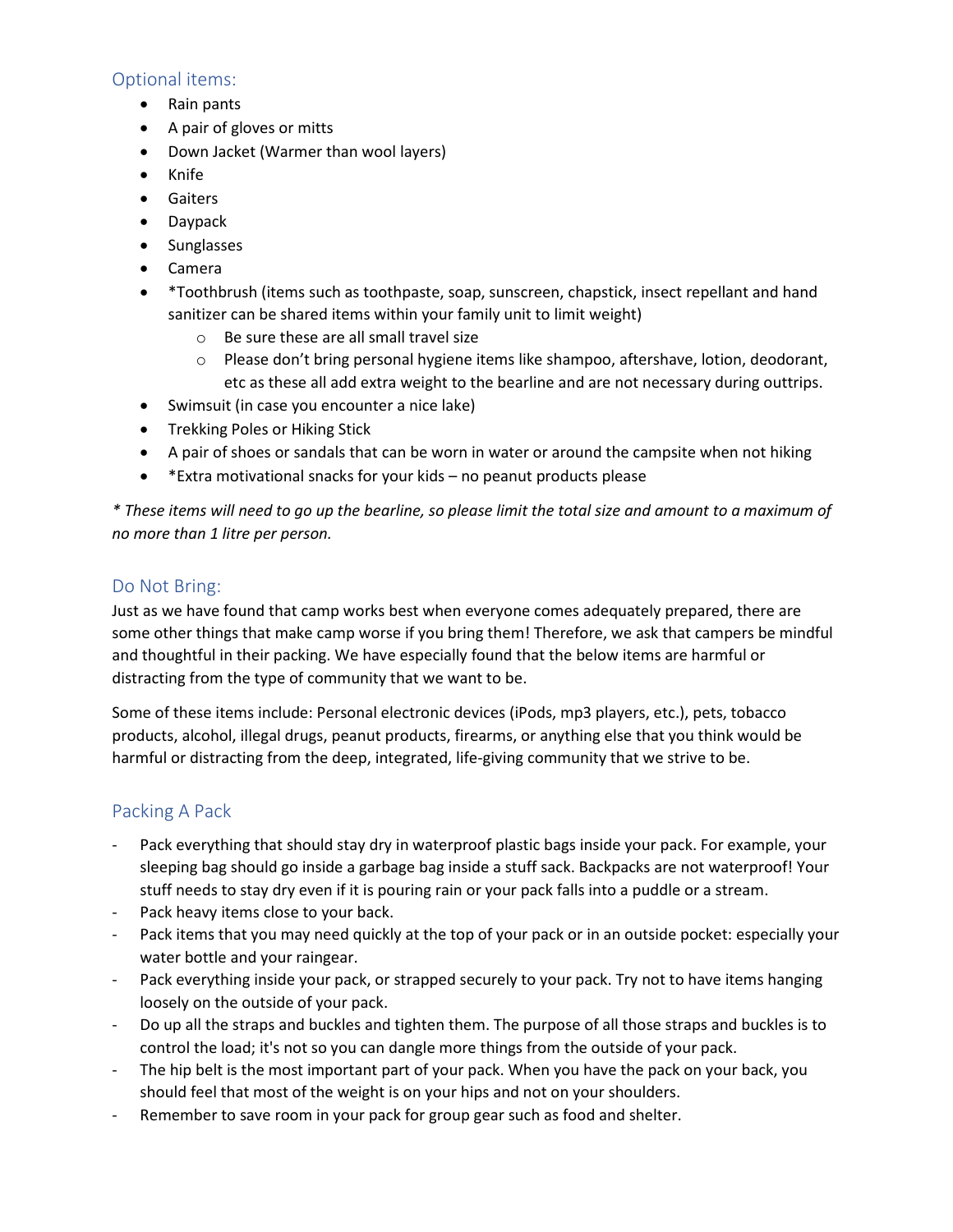## Optional items:

- Rain pants
- A pair of gloves or mitts
- Down Jacket (Warmer than wool layers)
- Knife
- Gaiters
- Daypack
- Sunglasses
- Camera
- *Toothbrush (items such as toothpaste, soap, sunscreen, chapstick, insect repellant and hand sanitizer can be shared items within your family unit to limit weight)
  - Be sure these are all small travel size
  - Please don't bring personal hygiene items like shampoo, aftershave, lotion, deodorant, etc as these all add extra weight to the bearline and are not necessary during outtrips.
- Swimsuit (in case you encounter a nice lake)
- Trekking Poles or Hiking Stick
- A pair of shoes or sandals that can be worn in water or around the campsite when not hiking
- *Extra motivational snacks for your kids – no peanut products please

*\* These items will need to go up the bearline, so please limit the total size and amount to a maximum of no more than 1 litre per person.*

## Do Not Bring:

Just as we have found that camp works best when everyone comes adequately prepared, there are some other things that make camp worse if you bring them! Therefore, we ask that campers be mindful and thoughtful in their packing. We have especially found that the below items are harmful or distracting from the type of community that we want to be.

Some of these items include: Personal electronic devices (iPods, mp3 players, etc.), pets, tobacco products, alcohol, illegal drugs, peanut products, firearms, or anything else that you think would be harmful or distracting from the deep, integrated, life-giving community that we strive to be.

## Packing A Pack

- Pack everything that should stay dry in waterproof plastic bags inside your pack. For example, your sleeping bag should go inside a garbage bag inside a stuff sack. Backpacks are not waterproof! Your stuff needs to stay dry even if it is pouring rain or your pack falls into a puddle or a stream.
- Pack heavy items close to your back.
- Pack items that you may need quickly at the top of your pack or in an outside pocket: especially your water bottle and your raingear.
- Pack everything inside your pack, or strapped securely to your pack. Try not to have items hanging loosely on the outside of your pack.
- Do up all the straps and buckles and tighten them. The purpose of all those straps and buckles is to control the load; it's not so you can dangle more things from the outside of your pack.
- The hip belt is the most important part of your pack. When you have the pack on your back, you should feel that most of the weight is on your hips and not on your shoulders.
- Remember to save room in your pack for group gear such as food and shelter.